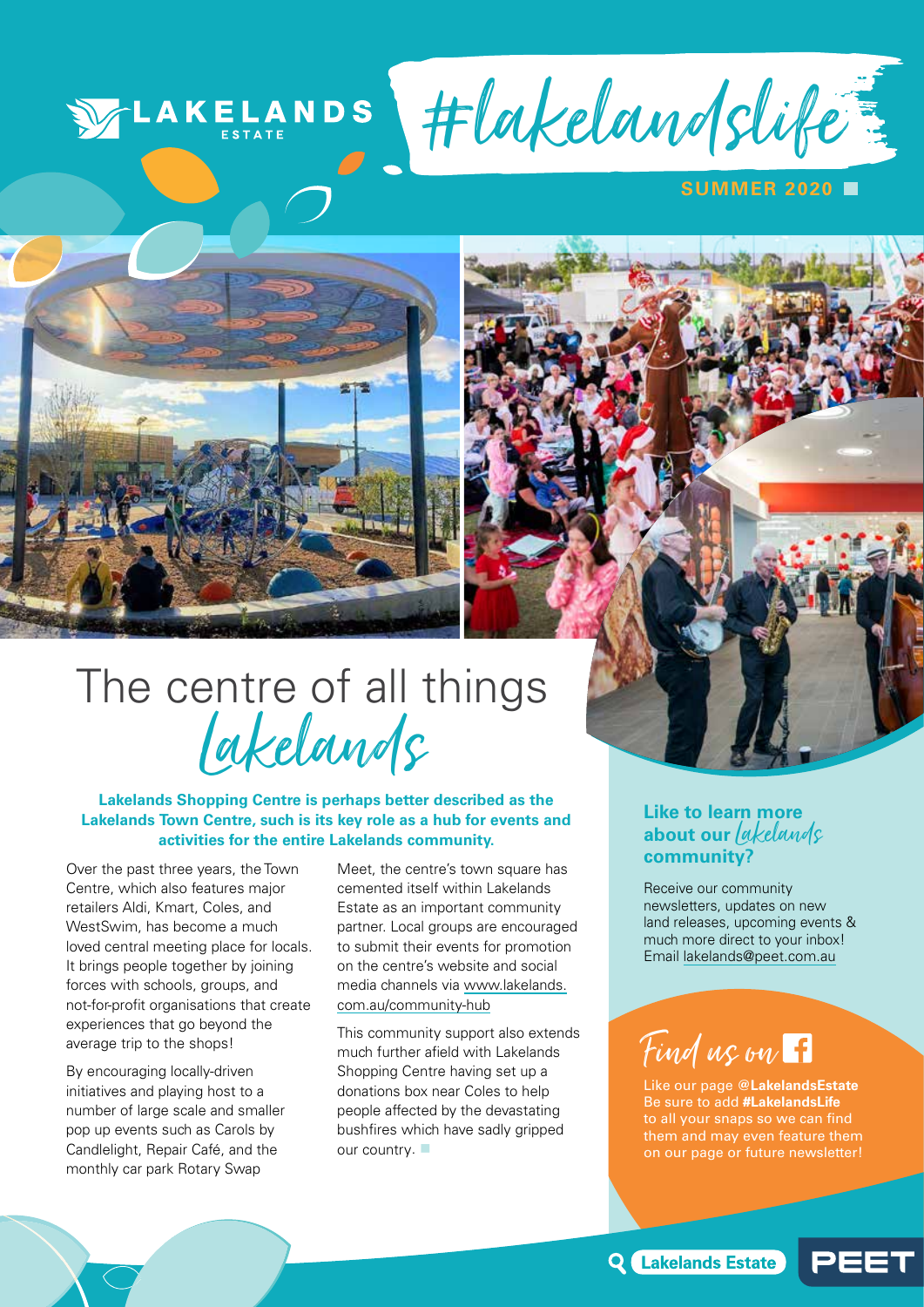LAKELANDS ESTATE

#lakelandslife

SUMMER 2020

# The centre of all things *Lakelands*

**Lakelands Shopping Centre is perhaps better described as the Lakelands Town Centre, such is its key role as a hub for events and activities for the entire Lakelands community.**

Over the past three years, the Town Centre, which also features major retailers Aldi, Kmart, Coles, and WestSwim, has become a much loved central meeting place for locals. It brings people together by joining forces with schools, groups, and not-for-profit organisations that create experiences that go beyond the average trip to the shops!

By encouraging locally-driven initiatives and playing host to a number of large scale and smaller pop up events such as Carols by Candlelight, Repair Café, and the monthly car park Rotary Swap Meet, the centre's town square has cemented itself within Lakelands Estate as an important community partner. Local groups are encouraged to submit their events for promotion on the centre's website and social media channels via www.lakelands.com.au/community-hub

This community support also extends much further afield with Lakelands Shopping Centre having set up a donations box near Coles to help people affected by the devastating bushfires which have sadly gripped our country.

## Like to learn more about our *Lakelands* community?

Receive our community newsletters, updates on new land releases, upcoming events & much more direct to your inbox! Email lakelands@peet.com.au

## Find us on Facebook

Like our page **@LakelandsEstate**
Be sure to add **#LakelandsLife** to all your snaps so we can find them and may even feature them on our page or future newsletter!

Lakelands Estate | PEET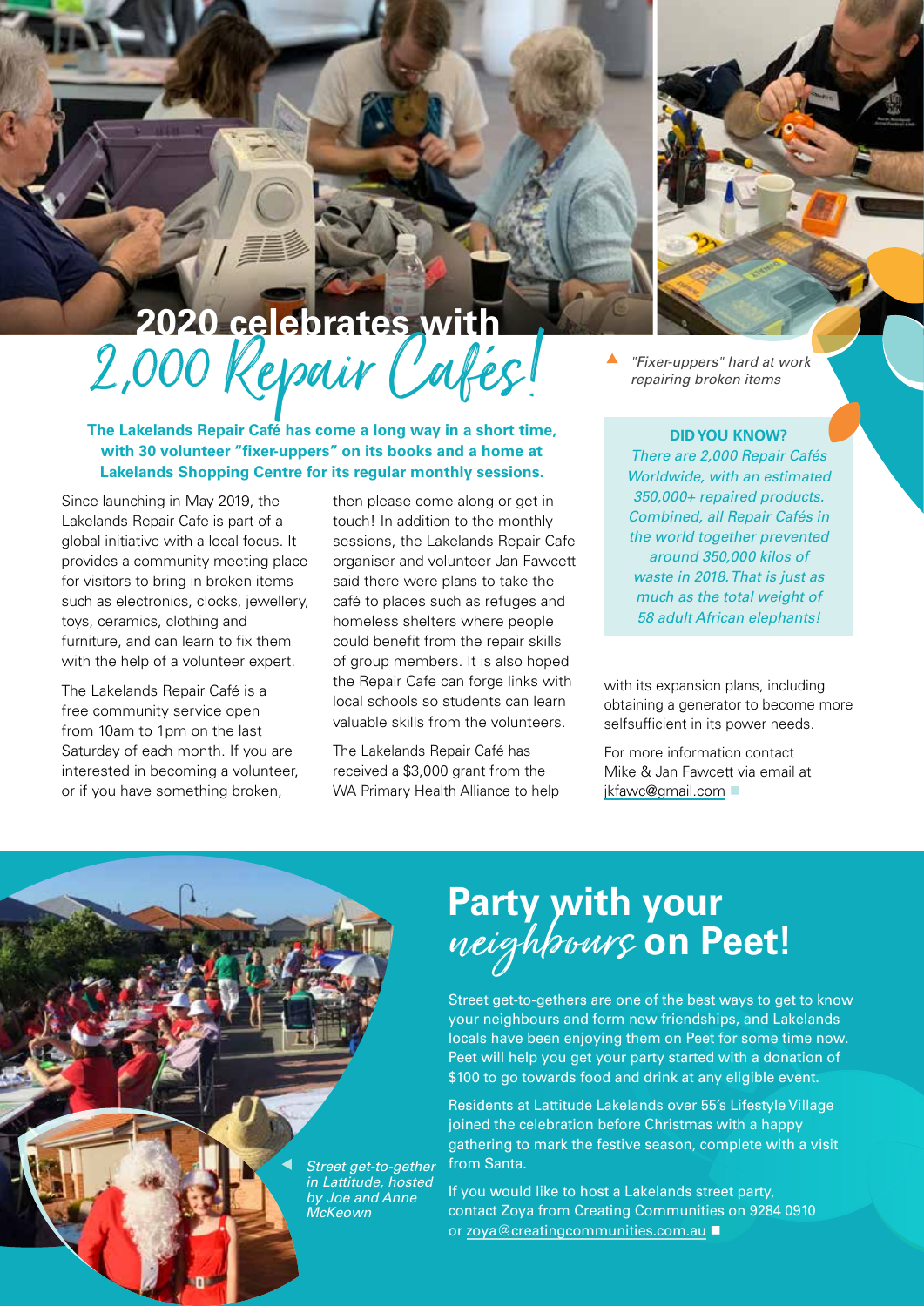# 2020 celebrates with 2,000 Repair Cafés!

**The Lakelands Repair Café has come a long way in a short time, with 30 volunteer "fixer-uppers" on its books and a home at Lakelands Shopping Centre for its regular monthly sessions.**

Since launching in May 2019, the Lakelands Repair Cafe is part of a global initiative with a local focus. It provides a community meeting place for visitors to bring in broken items such as electronics, clocks, jewellery, toys, ceramics, clothing and furniture, and can learn to fix them with the help of a volunteer expert.

The Lakelands Repair Café is a free community service open from 10am to 1pm on the last Saturday of each month. If you are interested in becoming a volunteer, or if you have something broken, then please come along or get in touch! In addition to the monthly sessions, the Lakelands Repair Cafe organiser and volunteer Jan Fawcett said there were plans to take the café to places such as refuges and homeless shelters where people could benefit from the repair skills of group members. It is also hoped the Repair Cafe can forge links with local schools so students can learn valuable skills from the volunteers.

The Lakelands Repair Café has received a $3,000 grant from the WA Primary Health Alliance to help with its expansion plans, including obtaining a generator to become more selfsufficient in its power needs.

For more information contact Mike & Jan Fawcett via email at jkfawc@gmail.com

*"Fixer-uppers" hard at work repairing broken items*

**DID YOU KNOW?**

*There are 2,000 Repair Cafés Worldwide, with an estimated 350,000+ repaired products. Combined, all Repair Cafés in the world together prevented around 350,000 kilos of waste in 2018. That is just as much as the total weight of 58 adult African elephants!*

# Party with your neighbours on Peet!

Street get-to-gethers are one of the best ways to get to know your neighbours and form new friendships, and Lakelands locals have been enjoying them on Peet for some time now. Peet will help you get your party started with a donation of $100 to go towards food and drink at any eligible event.

Residents at Lattitude Lakelands over 55's Lifestyle Village joined the celebration before Christmas with a happy gathering to mark the festive season, complete with a visit from Santa.

If you would like to host a Lakelands street party, contact Zoya from Creating Communities on 9284 0910 or zoya@creatingcommunities.com.au

*Street get-to-gether in Lattitude, hosted by Joe and Anne McKeown*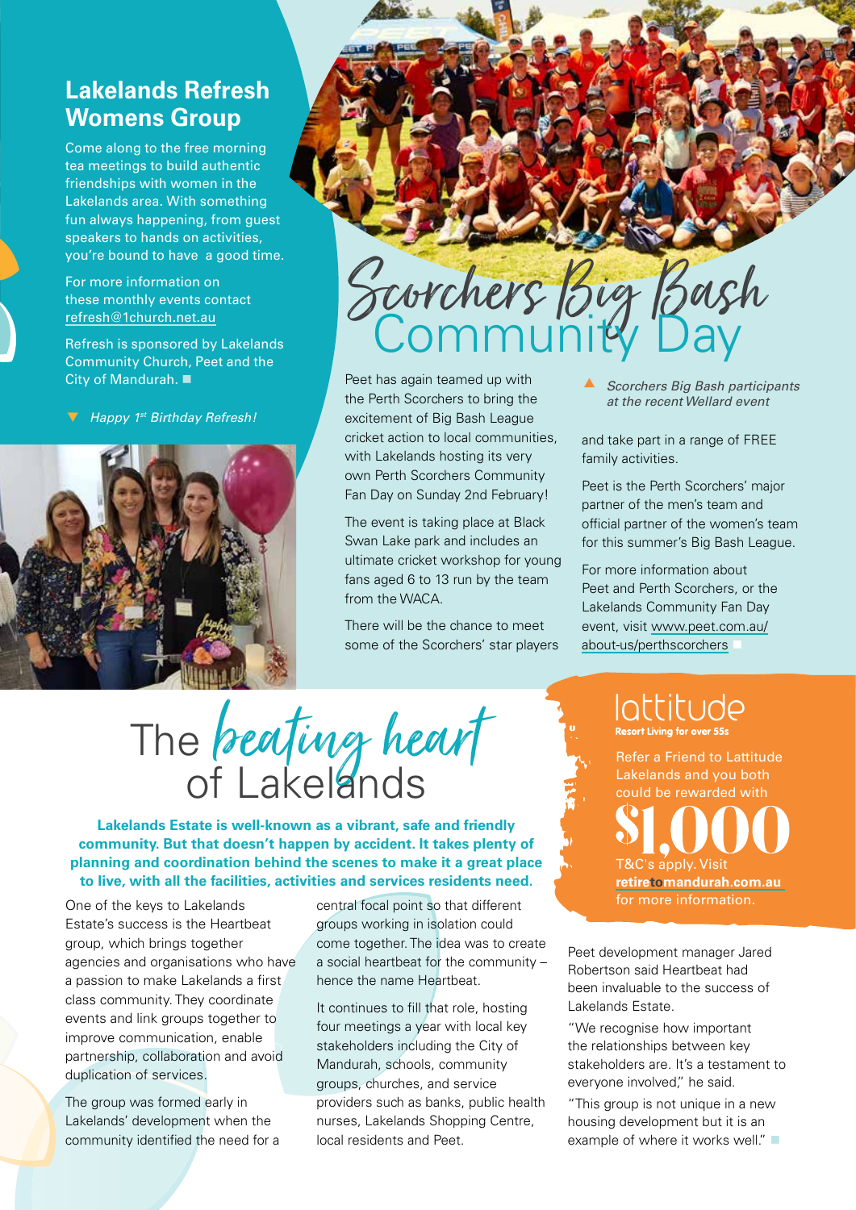## Lakelands Refresh Womens Group

Come along to the free morning tea meetings to build authentic friendships with women in the Lakelands area. With something fun always happening, from guest speakers to hands on activities, you're bound to have a good time.

For more information on these monthly events contact refresh@1church.net.au

Refresh is sponsored by Lakelands Community Church, Peet and the City of Mandurah. ■

▼ *Happy 1st Birthday Refresh!*

# Scorchers Big Bash Community Day

▲ *Scorchers Big Bash participants at the recent Wellard event*

Peet has again teamed up with the Perth Scorchers to bring the excitement of Big Bash League cricket action to local communities, with Lakelands hosting its very own Perth Scorchers Community Fan Day on Sunday 2nd February!

The event is taking place at Black Swan Lake park and includes an ultimate cricket workshop for young fans aged 6 to 13 run by the team from the WACA.

There will be the chance to meet some of the Scorchers' star players and take part in a range of FREE family activities.

Peet is the Perth Scorchers' major partner of the men's team and official partner of the women's team for this summer's Big Bash League.

For more information about Peet and Perth Scorchers, or the Lakelands Community Fan Day event, visit www.peet.com.au/about-us/perthscorchers ■

# The *beating heart* of Lakelands

**Lakelands Estate is well-known as a vibrant, safe and friendly community. But that doesn't happen by accident. It takes plenty of planning and coordination behind the scenes to make it a great place to live, with all the facilities, activities and services residents need.**

One of the keys to Lakelands Estate's success is the Heartbeat group, which brings together agencies and organisations who have a passion to make Lakelands a first class community. They coordinate events and link groups together to improve communication, enable partnership, collaboration and avoid duplication of services.

The group was formed early in Lakelands' development when the community identified the need for a central focal point so that different groups working in isolation could come together. The idea was to create a social heartbeat for the community – hence the name Heartbeat.

It continues to fill that role, hosting four meetings a year with local key stakeholders including the City of Mandurah, schools, community groups, churches, and service providers such as banks, public health nurses, Lakelands Shopping Centre, local residents and Peet.

Peet development manager Jared Robertson said Heartbeat had been invaluable to the success of Lakelands Estate.

"We recognise how important the relationships between key stakeholders are. It's a testament to everyone involved," he said.

"This group is not unique in a new housing development but it is an example of where it works well." ■

**lattitude**
Resort Living for over 55s

Refer a Friend to Lattitude Lakelands and you both could be rewarded with

**$1,000**

T&C's apply. Visit **retiretomandurah.com.au** for more information.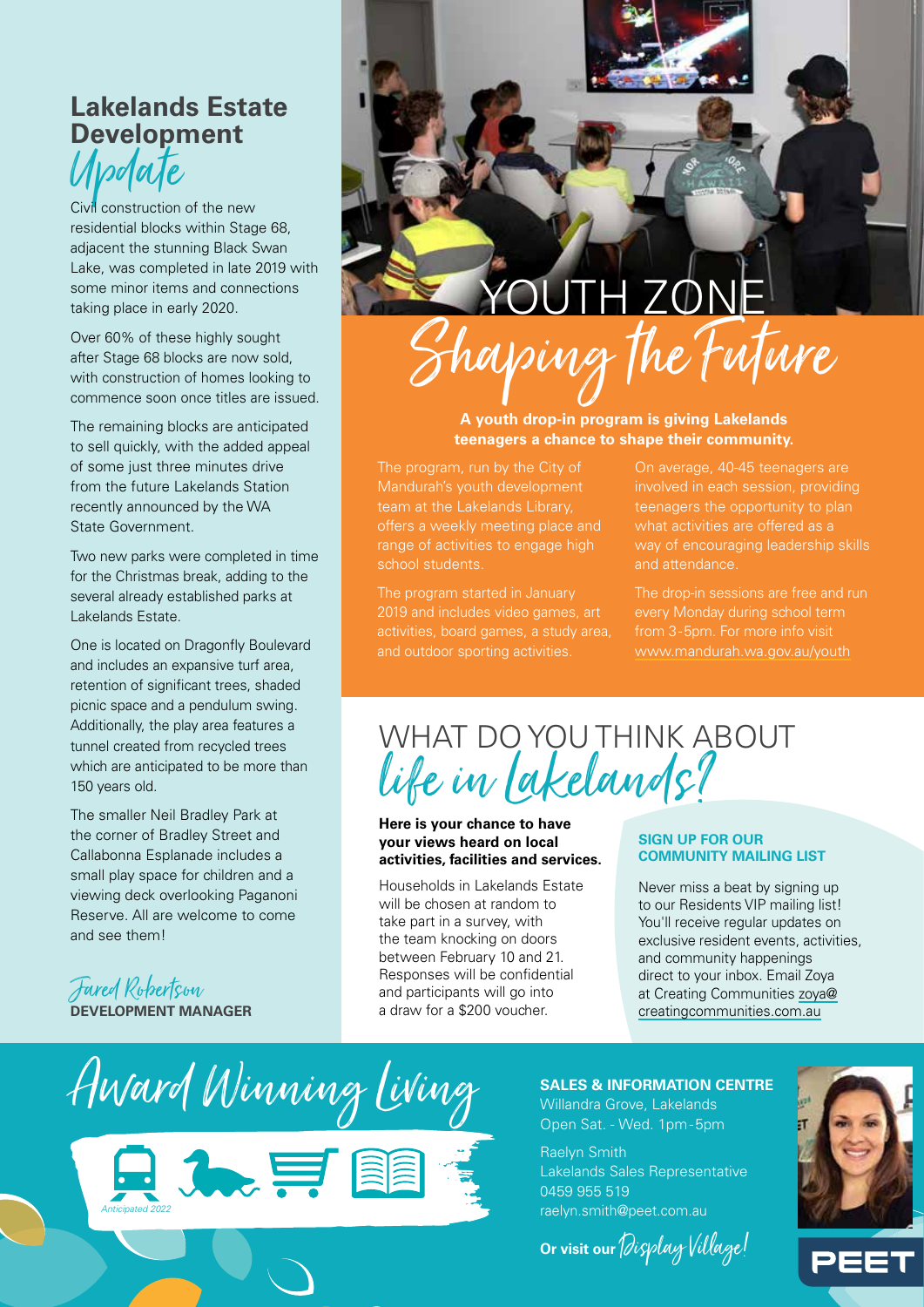# Lakelands Estate Development Update

Civil construction of the new residential blocks within Stage 68, adjacent the stunning Black Swan Lake, was completed in late 2019 with some minor items and connections taking place in early 2020.

Over 60% of these highly sought after Stage 68 blocks are now sold, with construction of homes looking to commence soon once titles are issued.

The remaining blocks are anticipated to sell quickly, with the added appeal of some just three minutes drive from the future Lakelands Station recently announced by the WA State Government.

Two new parks were completed in time for the Christmas break, adding to the several already established parks at Lakelands Estate.

One is located on Dragonfly Boulevard and includes an expansive turf area, retention of significant trees, shaded picnic space and a pendulum swing. Additionally, the play area features a tunnel created from recycled trees which are anticipated to be more than 150 years old.

The smaller Neil Bradley Park at the corner of Bradley Street and Callabonna Esplanade includes a small play space for children and a viewing deck overlooking Paganoni Reserve. All are welcome to come and see them!

*Jared Robertson*
**DEVELOPMENT MANAGER**

# YOUTH ZONE Shaping the Future

**A youth drop-in program is giving Lakelands teenagers a chance to shape their community.**

The program, run by the City of Mandurah's youth development team at the Lakelands Library, offers a weekly meeting place and range of activities to engage high school students.

The program started in January 2019 and includes video games, art activities, board games, a study area, and outdoor sporting activities.

On average, 40-45 teenagers are involved in each session, providing teenagers the opportunity to plan what activities are offered as a way of encouraging leadership skills and attendance.

The drop-in sessions are free and run every Monday during school term from 3-5pm. For more info visit www.mandurah.wa.gov.au/youth

# WHAT DO YOU THINK ABOUT life in Lakelands?

**Here is your chance to have your views heard on local activities, facilities and services.**

Households in Lakelands Estate will be chosen at random to take part in a survey, with the team knocking on doors between February 10 and 21. Responses will be confidential and participants will go into a draw for a $200 voucher.

### SIGN UP FOR OUR COMMUNITY MAILING LIST

Never miss a beat by signing up to our Residents VIP mailing list! You'll receive regular updates on exclusive resident events, activities, and community happenings direct to your inbox. Email Zoya at Creating Communities zoya@creatingcommunities.com.au

# Award Winning Living

*Anticipated 2022*

**SALES & INFORMATION CENTRE**
Willandra Grove, Lakelands
Open Sat. - Wed. 1pm-5pm

Raelyn Smith
Lakelands Sales Representative
0459 955 519
raelyn.smith@peet.com.au

**Or visit our** *Display Village!*

PEET